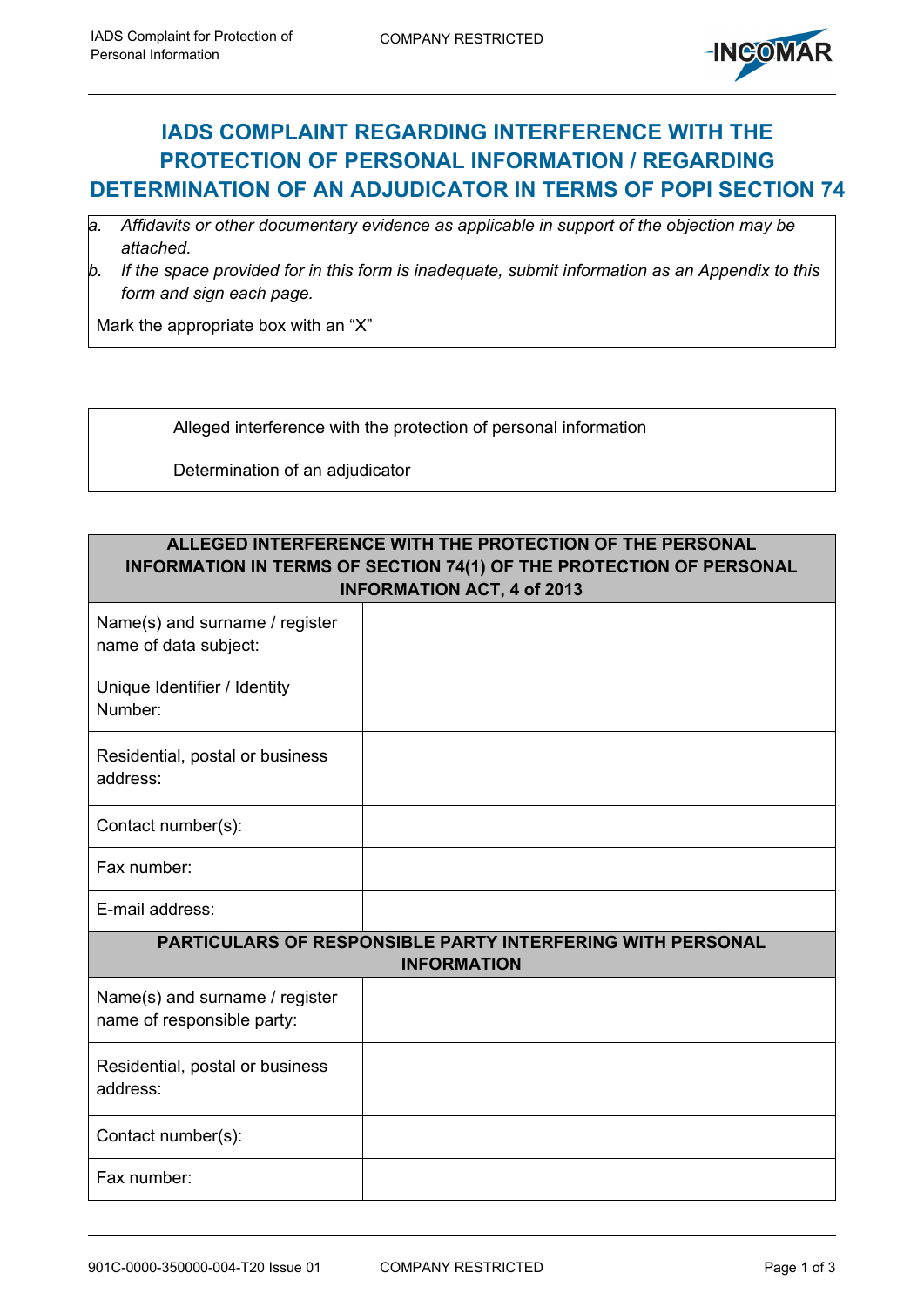# IADS COMPLAINT REGARDING INTERFERENCE WITH THE PROTECTION OF PERSONAL INFORMATION / REGARDING DETERMINATION OF AN ADJUDICATOR IN TERMS OF POPI SECTION 74

*a. Affidavits or other documentary evidence as applicable in support of the objection may be attached.*

*b. If the space provided for in this form is inadequate, submit information as an Appendix to this form and sign each page.*

Mark the appropriate box with an "X"

| | |
|---|---|
| | Alleged interference with the protection of personal information |
| | Determination of an adjudicator |

| **ALLEGED INTERFERENCE WITH THE PROTECTION OF THE PERSONAL INFORMATION IN TERMS OF SECTION 74(1) OF THE PROTECTION OF PERSONAL INFORMATION ACT, 4 of 2013** | |
|---|---|
| Name(s) and surname / register name of data subject: | |
| Unique Identifier / Identity Number: | |
| Residential, postal or business address: | |
| Contact number(s): | |
| Fax number: | |
| E-mail address: | |
| **PARTICULARS OF RESPONSIBLE PARTY INTERFERING WITH PERSONAL INFORMATION** | |
| Name(s) and surname / register name of responsible party: | |
| Residential, postal or business address: | |
| Contact number(s): | |
| Fax number: | |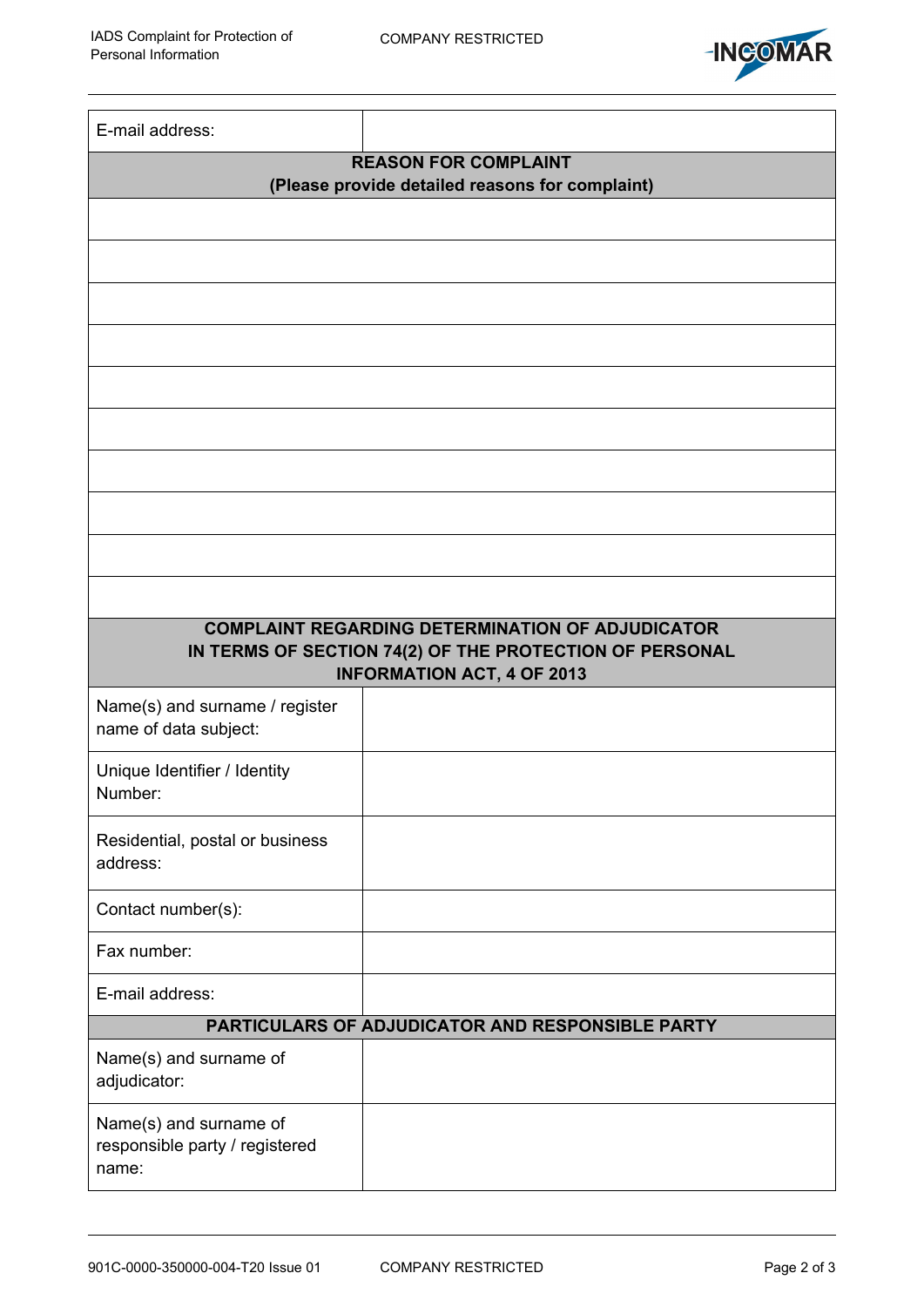| | |
|---|---|
| E-mail address: | |
| **REASON FOR COMPLAINT (Please provide detailed reasons for complaint)** | |
| | |
| | |
| | |
| | |
| | |
| | |
| | |
| | |
| | |
| | |
| **COMPLAINT REGARDING DETERMINATION OF ADJUDICATOR IN TERMS OF SECTION 74(2) OF THE PROTECTION OF PERSONAL INFORMATION ACT, 4 OF 2013** | |
| Name(s) and surname / register name of data subject: | |
| Unique Identifier / Identity Number: | |
| Residential, postal or business address: | |
| Contact number(s): | |
| Fax number: | |
| E-mail address: | |
| **PARTICULARS OF ADJUDICATOR AND RESPONSIBLE PARTY** | |
| Name(s) and surname of adjudicator: | |
| Name(s) and surname of responsible party / registered name: | |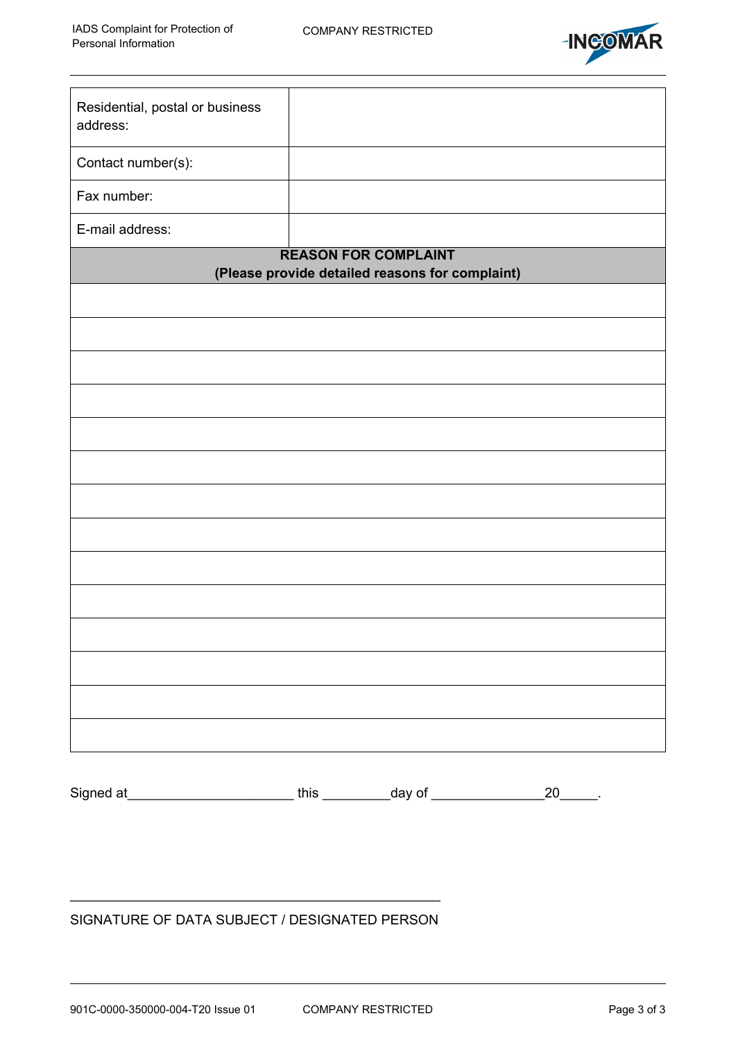| | |
|---|---|
| Residential, postal or business address: | |
| Contact number(s): | |
| Fax number: | |
| E-mail address: | |

| **REASON FOR COMPLAINT** (Please provide detailed reasons for complaint) |
|---|
| |
| |
| |
| |
| |
| |
| |
| |
| |
| |
| |
| |
| |
| |

Signed at______________________ this _________day of _______________20_____.

_________________________________________________

SIGNATURE OF DATA SUBJECT / DESIGNATED PERSON